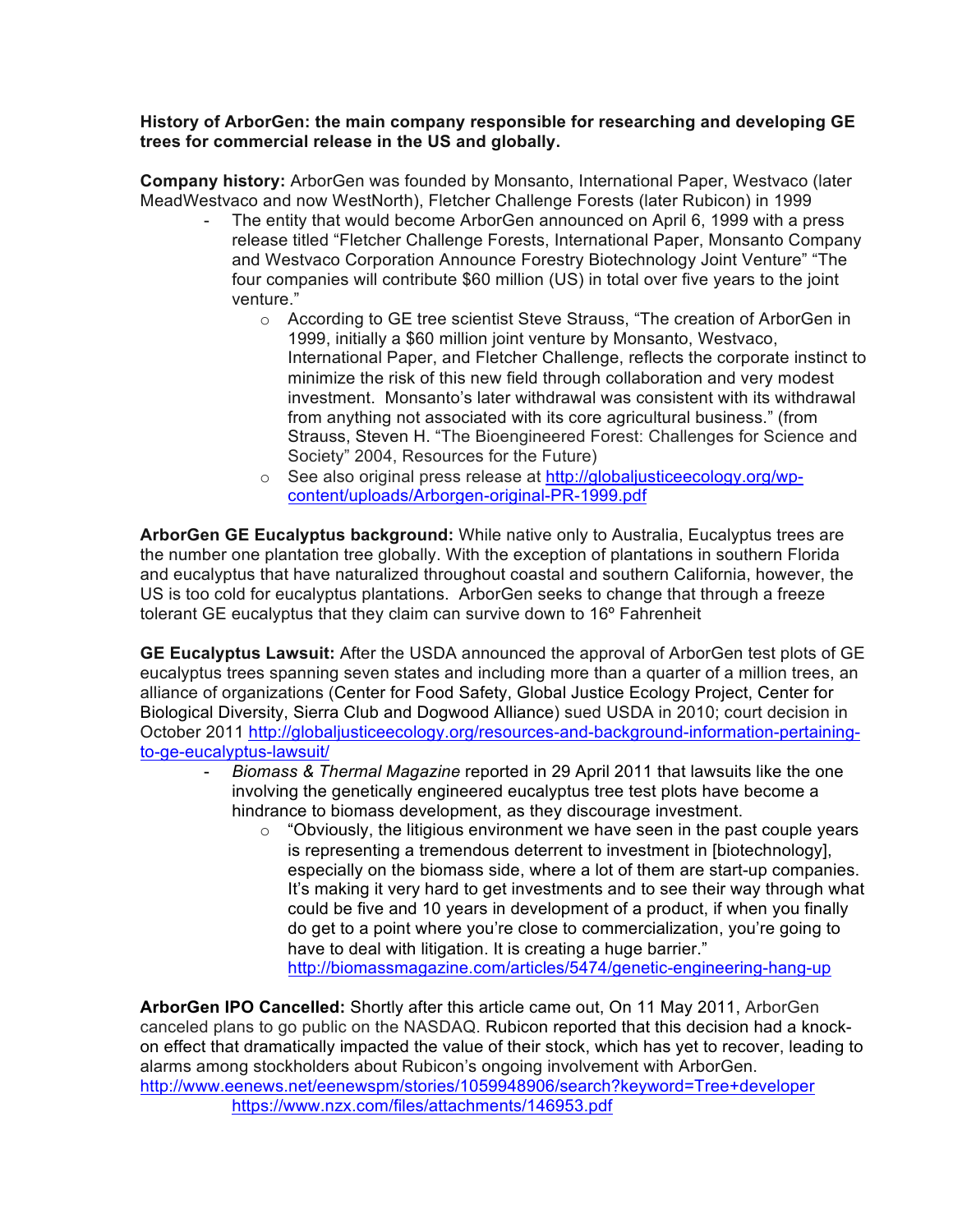**History of ArborGen: the main company responsible for researching and developing GE trees for commercial release in the US and globally.**

**Company history:** ArborGen was founded by Monsanto, International Paper, Westvaco (later MeadWestvaco and now WestNorth), Fletcher Challenge Forests (later Rubicon) in 1999

- The entity that would become ArborGen announced on April 6, 1999 with a press release titled "Fletcher Challenge Forests, International Paper, Monsanto Company and Westvaco Corporation Announce Forestry Biotechnology Joint Venture" "The four companies will contribute $60 million (US) in total over five years to the joint venture."
  - According to GE tree scientist Steve Strauss, "The creation of ArborGen in 1999, initially a $60 million joint venture by Monsanto, Westvaco, International Paper, and Fletcher Challenge, reflects the corporate instinct to minimize the risk of this new field through collaboration and very modest investment. Monsanto's later withdrawal was consistent with its withdrawal from anything not associated with its core agricultural business." (from Strauss, Steven H. "The Bioengineered Forest: Challenges for Science and Society" 2004, Resources for the Future)
  - See also original press release at http://globaljusticeecology.org/wp-content/uploads/Arborgen-original-PR-1999.pdf

**ArborGen GE Eucalyptus background:** While native only to Australia, Eucalyptus trees are the number one plantation tree globally. With the exception of plantations in southern Florida and eucalyptus that have naturalized throughout coastal and southern California, however, the US is too cold for eucalyptus plantations. ArborGen seeks to change that through a freeze tolerant GE eucalyptus that they claim can survive down to 16º Fahrenheit

**GE Eucalyptus Lawsuit:** After the USDA announced the approval of ArborGen test plots of GE eucalyptus trees spanning seven states and including more than a quarter of a million trees, an alliance of organizations (Center for Food Safety, Global Justice Ecology Project, Center for Biological Diversity, Sierra Club and Dogwood Alliance) sued USDA in 2010; court decision in October 2011 http://globaljusticeecology.org/resources-and-background-information-pertaining-to-ge-eucalyptus-lawsuit/

- *Biomass & Thermal Magazine* reported in 29 April 2011 that lawsuits like the one involving the genetically engineered eucalyptus tree test plots have become a hindrance to biomass development, as they discourage investment.
  - "Obviously, the litigious environment we have seen in the past couple years is representing a tremendous deterrent to investment in [biotechnology], especially on the biomass side, where a lot of them are start-up companies. It's making it very hard to get investments and to see their way through what could be five and 10 years in development of a product, if when you finally do get to a point where you're close to commercialization, you're going to have to deal with litigation. It is creating a huge barrier." http://biomassmagazine.com/articles/5474/genetic-engineering-hang-up

**ArborGen IPO Cancelled:** Shortly after this article came out, On 11 May 2011, ArborGen canceled plans to go public on the NASDAQ. Rubicon reported that this decision had a knock-on effect that dramatically impacted the value of their stock, which has yet to recover, leading to alarms among stockholders about Rubicon's ongoing involvement with ArborGen. http://www.eenews.net/eenewspm/stories/1059948906/search?keyword=Tree+developer https://www.nzx.com/files/attachments/146953.pdf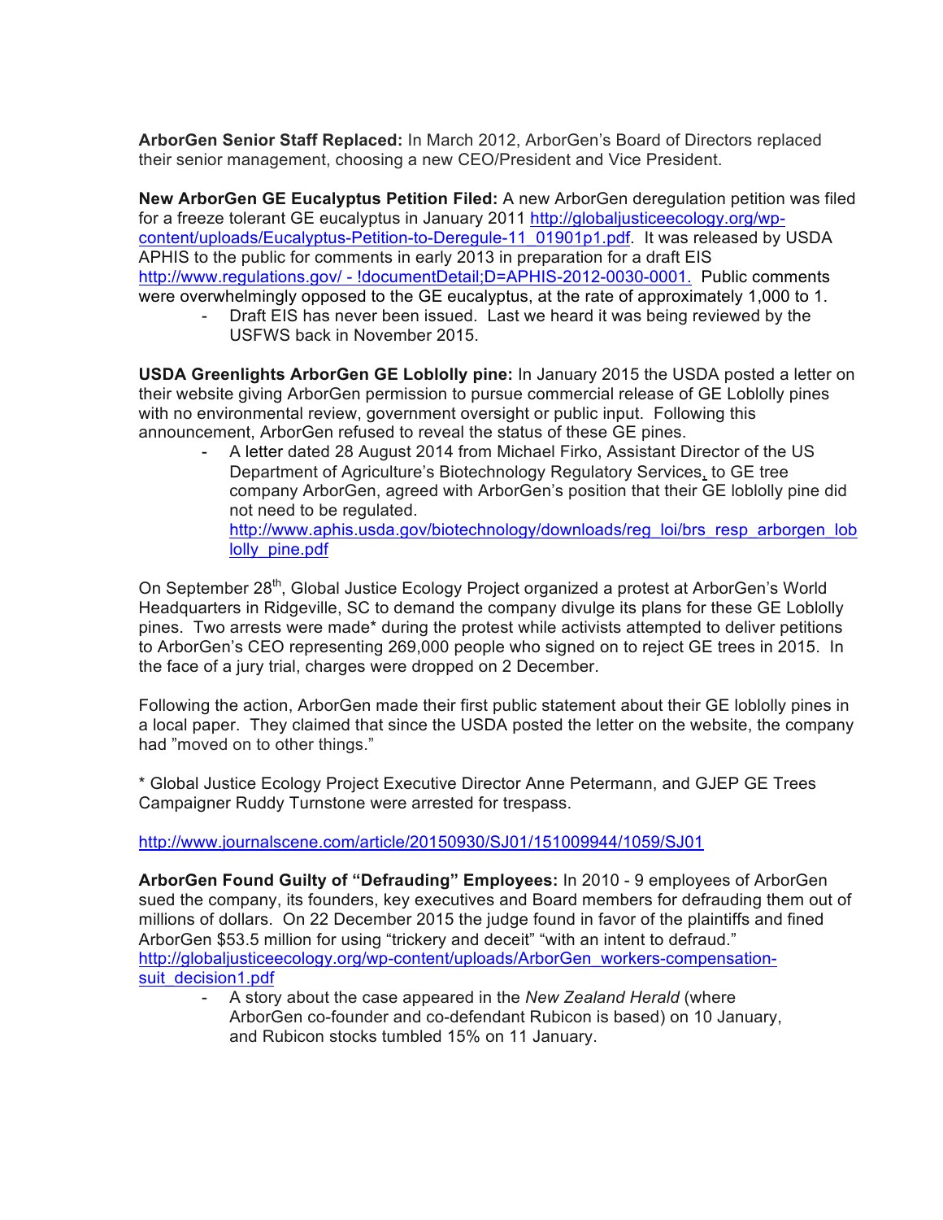**ArborGen Senior Staff Replaced:** In March 2012, ArborGen's Board of Directors replaced their senior management, choosing a new CEO/President and Vice President.

**New ArborGen GE Eucalyptus Petition Filed:** A new ArborGen deregulation petition was filed for a freeze tolerant GE eucalyptus in January 2011 http://globaljusticeecology.org/wp-content/uploads/Eucalyptus-Petition-to-Deregule-11_01901p1.pdf. It was released by USDA APHIS to the public for comments in early 2013 in preparation for a draft EIS http://www.regulations.gov/ - !documentDetail;D=APHIS-2012-0030-0001. Public comments were overwhelmingly opposed to the GE eucalyptus, at the rate of approximately 1,000 to 1.

- Draft EIS has never been issued. Last we heard it was being reviewed by the USFWS back in November 2015.

**USDA Greenlights ArborGen GE Loblolly pine:** In January 2015 the USDA posted a letter on their website giving ArborGen permission to pursue commercial release of GE Loblolly pines with no environmental review, government oversight or public input. Following this announcement, ArborGen refused to reveal the status of these GE pines.

- A letter dated 28 August 2014 from Michael Firko, Assistant Director of the US Department of Agriculture's Biotechnology Regulatory Services, to GE tree company ArborGen, agreed with ArborGen's position that their GE loblolly pine did not need to be regulated. http://www.aphis.usda.gov/biotechnology/downloads/reg_loi/brs_resp_arborgen_loblolly_pine.pdf

On September 28th, Global Justice Ecology Project organized a protest at ArborGen's World Headquarters in Ridgeville, SC to demand the company divulge its plans for these GE Loblolly pines. Two arrests were made* during the protest while activists attempted to deliver petitions to ArborGen's CEO representing 269,000 people who signed on to reject GE trees in 2015. In the face of a jury trial, charges were dropped on 2 December.

Following the action, ArborGen made their first public statement about their GE loblolly pines in a local paper. They claimed that since the USDA posted the letter on the website, the company had "moved on to other things."

* Global Justice Ecology Project Executive Director Anne Petermann, and GJEP GE Trees Campaigner Ruddy Turnstone were arrested for trespass.

http://www.journalscene.com/article/20150930/SJ01/151009944/1059/SJ01

**ArborGen Found Guilty of "Defrauding" Employees:** In 2010 - 9 employees of ArborGen sued the company, its founders, key executives and Board members for defrauding them out of millions of dollars. On 22 December 2015 the judge found in favor of the plaintiffs and fined ArborGen $53.5 million for using "trickery and deceit" "with an intent to defraud." http://globaljusticeecology.org/wp-content/uploads/ArborGen_workers-compensation-suit_decision1.pdf

- A story about the case appeared in the *New Zealand Herald* (where ArborGen co-founder and co-defendant Rubicon is based) on 10 January, and Rubicon stocks tumbled 15% on 11 January.